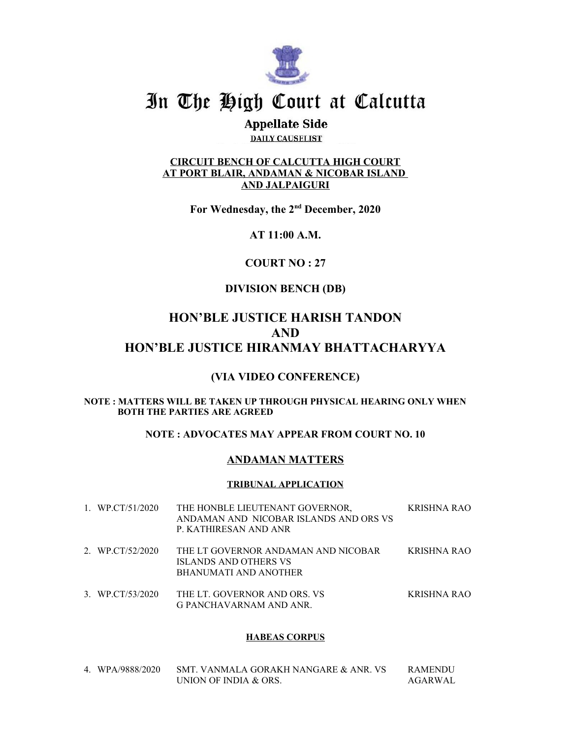# In The High Court at Calcutta

## Appellate Side

DAILY CAUSELIST

**CIRCUIT BENCH OF CALCUTTA HIGH COURT AT PORT BLAIR, ANDAMAN & NICOBAR ISLAND AND JALPAIGURI**

**For Wednesday, the 2nd December, 2020**

**AT 11:00 A.M.**

**COURT NO : 27**

**DIVISION BENCH (DB)**

## HON'BLE JUSTICE HARISH TANDON AND HON'BLE JUSTICE HIRANMAY BHATTACHARYYA

**(VIA VIDEO CONFERENCE)**

**NOTE : MATTERS WILL BE TAKEN UP THROUGH PHYSICAL HEARING ONLY WHEN BOTH THE PARTIES ARE AGREED**

**NOTE : ADVOCATES MAY APPEAR FROM COURT NO. 10**

### ANDAMAN MATTERS

**TRIBUNAL APPLICATION**

| | | | |
|---|---|---|---|
| 1. | WP.CT/51/2020 | THE HONBLE LIEUTENANT GOVERNOR, ANDAMAN AND NICOBAR ISLANDS AND ORS VS P. KATHIRESAN AND ANR | KRISHNA RAO |
| 2. | WP.CT/52/2020 | THE LT GOVERNOR ANDAMAN AND NICOBAR ISLANDS AND OTHERS VS BHANUMATI AND ANOTHER | KRISHNA RAO |
| 3. | WP.CT/53/2020 | THE LT. GOVERNOR AND ORS. VS G PANCHAVARNAM AND ANR. | KRISHNA RAO |

**HABEAS CORPUS**

| | | | |
|---|---|---|---|
| 4. | WPA/9888/2020 | SMT. VANMALA GORAKH NANGARE & ANR. VS UNION OF INDIA & ORS. | RAMENDU AGARWAL |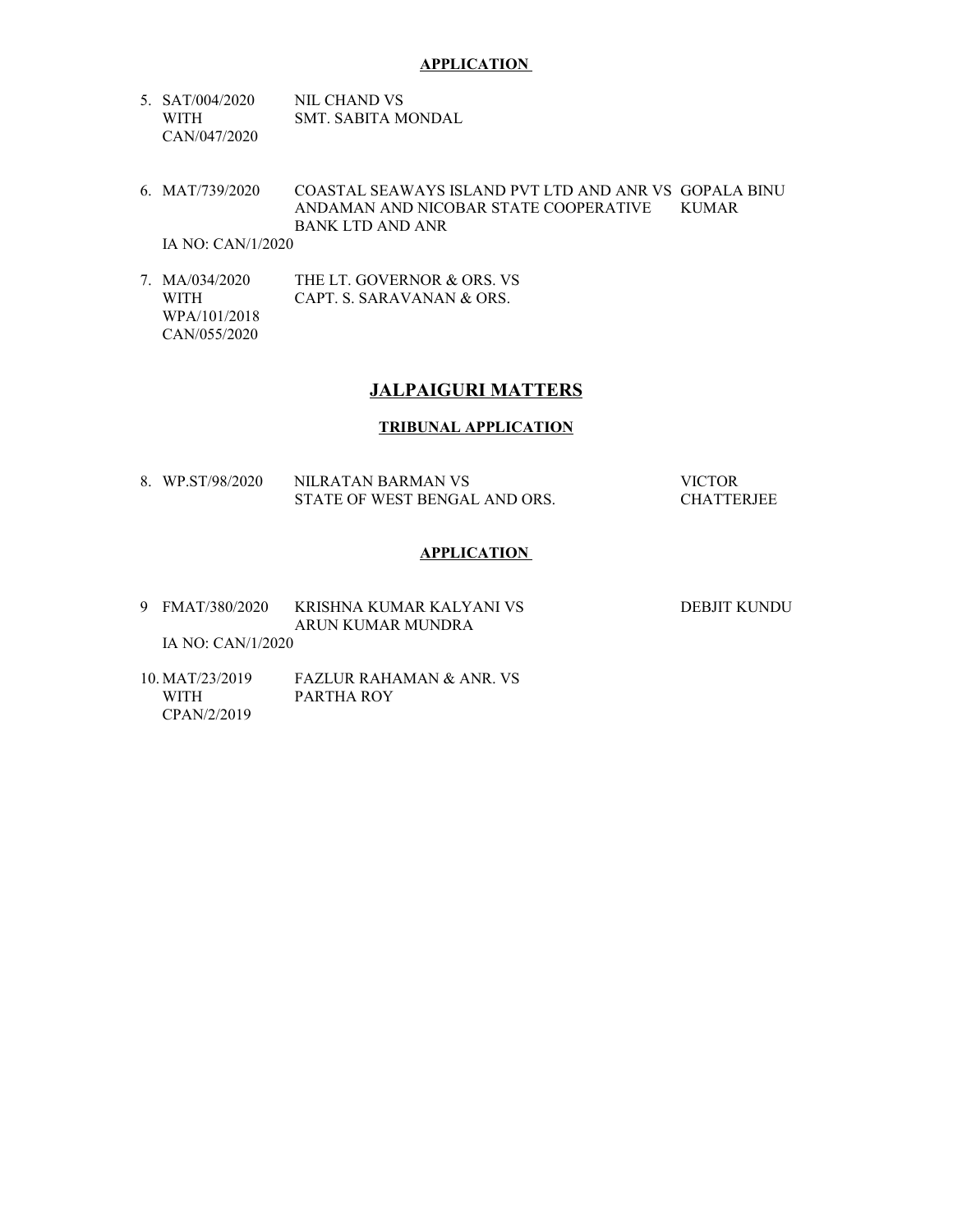**APPLICATION**

| | | |
|---|---|---|
| 5. SAT/004/2020 WITH CAN/047/2020 | NIL CHAND VS SMT. SABITA MONDAL | |
| 6. MAT/739/2020 IA NO: CAN/1/2020 | COASTAL SEAWAYS ISLAND PVT LTD AND ANR VS ANDAMAN AND NICOBAR STATE COOPERATIVE BANK LTD AND ANR | GOPALA BINU KUMAR |
| 7. MA/034/2020 WITH WPA/101/2018 CAN/055/2020 | THE LT. GOVERNOR & ORS. VS CAPT. S. SARAVANAN & ORS. | |

## JALPAIGURI MATTERS

**TRIBUNAL APPLICATION**

| | | |
|---|---|---|
| 8. WP.ST/98/2020 | NILRATAN BARMAN VS STATE OF WEST BENGAL AND ORS. | VICTOR CHATTERJEE |

**APPLICATION**

| | | |
|---|---|---|
| 9 FMAT/380/2020 IA NO: CAN/1/2020 | KRISHNA KUMAR KALYANI VS ARUN KUMAR MUNDRA | DEBJIT KUNDU |
| 10. MAT/23/2019 WITH CPAN/2/2019 | FAZLUR RAHAMAN & ANR. VS PARTHA ROY | |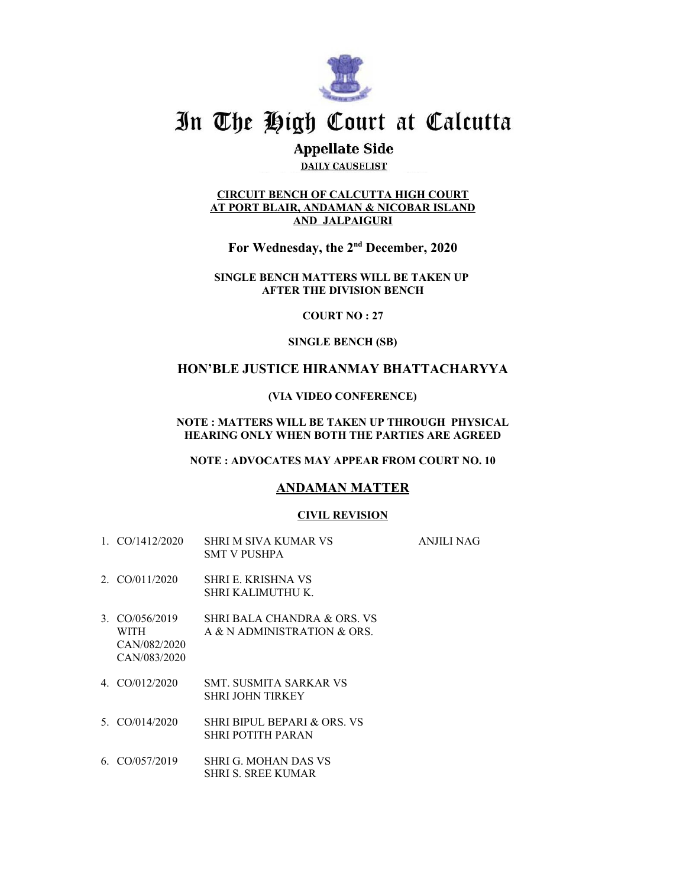# In The High Court at Calcutta

## Appellate Side

**DAILY CAUSELIST**

**CIRCUIT BENCH OF CALCUTTA HIGH COURT**
**AT PORT BLAIR, ANDAMAN & NICOBAR ISLAND**
**AND JALPAIGURI**

**For Wednesday, the 2nd December, 2020**

**SINGLE BENCH MATTERS WILL BE TAKEN UP AFTER THE DIVISION BENCH**

**COURT NO : 27**

**SINGLE BENCH (SB)**

### HON'BLE JUSTICE HIRANMAY BHATTACHARYYA

**(VIA VIDEO CONFERENCE)**

**NOTE : MATTERS WILL BE TAKEN UP THROUGH PHYSICAL HEARING ONLY WHEN BOTH THE PARTIES ARE AGREED**

**NOTE : ADVOCATES MAY APPEAR FROM COURT NO. 10**

## ANDAMAN MATTER

### CIVIL REVISION

| | | | |
|---|---|---|---|
| 1. | CO/1412/2020 | SHRI M SIVA KUMAR VS SMT V PUSHPA | ANJILI NAG |
| 2. | CO/011/2020 | SHRI E. KRISHNA VS SHRI KALIMUTHU K. | |
| 3. | CO/056/2019 WITH CAN/082/2020 CAN/083/2020 | SHRI BALA CHANDRA & ORS. VS A & N ADMINISTRATION & ORS. | |
| 4. | CO/012/2020 | SMT. SUSMITA SARKAR VS SHRI JOHN TIRKEY | |
| 5. | CO/014/2020 | SHRI BIPUL BEPARI & ORS. VS SHRI POTITH PARAN | |
| 6. | CO/057/2019 | SHRI G. MOHAN DAS VS SHRI S. SREE KUMAR | |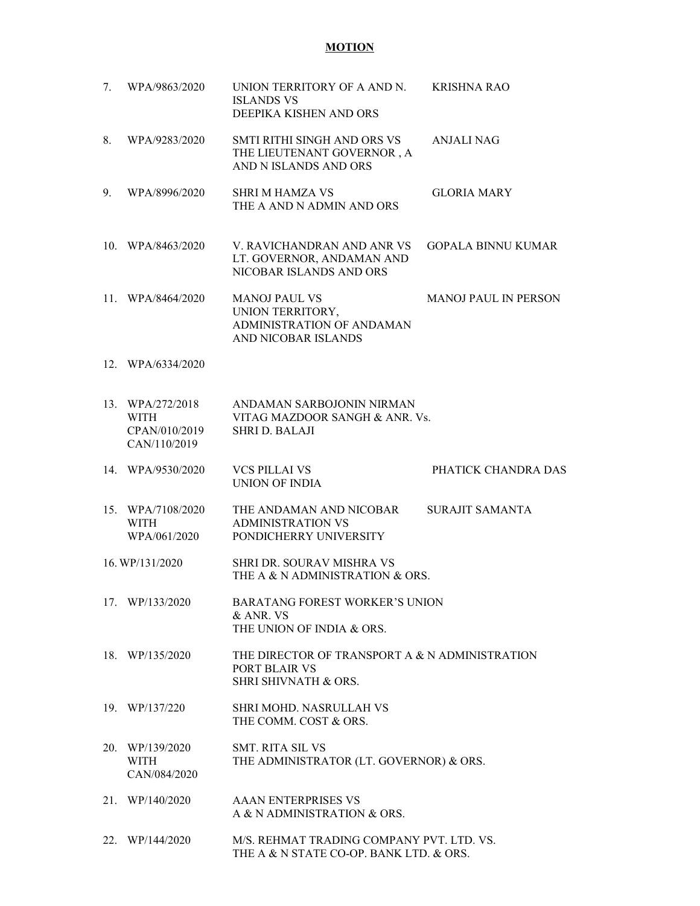**MOTION**

| | | | |
|---|---|---|---|
| 7. | WPA/9863/2020 | UNION TERRITORY OF A AND N. ISLANDS VS DEEPIKA KISHEN AND ORS | KRISHNA RAO |
| 8. | WPA/9283/2020 | SMTI RITHI SINGH AND ORS VS THE LIEUTENANT GOVERNOR , A AND N ISLANDS AND ORS | ANJALI NAG |
| 9. | WPA/8996/2020 | SHRI M HAMZA VS THE A AND N ADMIN AND ORS | GLORIA MARY |
| 10. | WPA/8463/2020 | V. RAVICHANDRAN AND ANR VS LT. GOVERNOR, ANDAMAN AND NICOBAR ISLANDS AND ORS | GOPALA BINNU KUMAR |
| 11. | WPA/8464/2020 | MANOJ PAUL VS UNION TERRITORY, ADMINISTRATION OF ANDAMAN AND NICOBAR ISLANDS | MANOJ PAUL IN PERSON |
| 12. | WPA/6334/2020 | | |
| 13. | WPA/272/2018 WITH CPAN/010/2019 CAN/110/2019 | ANDAMAN SARBOJONIN NIRMAN VITAG MAZDOOR SANGH & ANR. Vs. SHRI D. BALAJI | |
| 14. | WPA/9530/2020 | VCS PILLAI VS UNION OF INDIA | PHATICK CHANDRA DAS |
| 15. | WPA/7108/2020 WITH WPA/061/2020 | THE ANDAMAN AND NICOBAR ADMINISTRATION VS PONDICHERRY UNIVERSITY | SURAJIT SAMANTA |
| 16. | WP/131/2020 | SHRI DR. SOURAV MISHRA VS THE A & N ADMINISTRATION & ORS. | |
| 17. | WP/133/2020 | BARATANG FOREST WORKER'S UNION & ANR. VS THE UNION OF INDIA & ORS. | |
| 18. | WP/135/2020 | THE DIRECTOR OF TRANSPORT A & N ADMINISTRATION PORT BLAIR VS SHRI SHIVNATH & ORS. | |
| 19. | WP/137/220 | SHRI MOHD. NASRULLAH VS THE COMM. COST & ORS. | |
| 20. | WP/139/2020 WITH CAN/084/2020 | SMT. RITA SIL VS THE ADMINISTRATOR (LT. GOVERNOR) & ORS. | |
| 21. | WP/140/2020 | AAAN ENTERPRISES VS A & N ADMINISTRATION & ORS. | |
| 22. | WP/144/2020 | M/S. REHMAT TRADING COMPANY PVT. LTD. VS. THE A & N STATE CO-OP. BANK LTD. & ORS. | |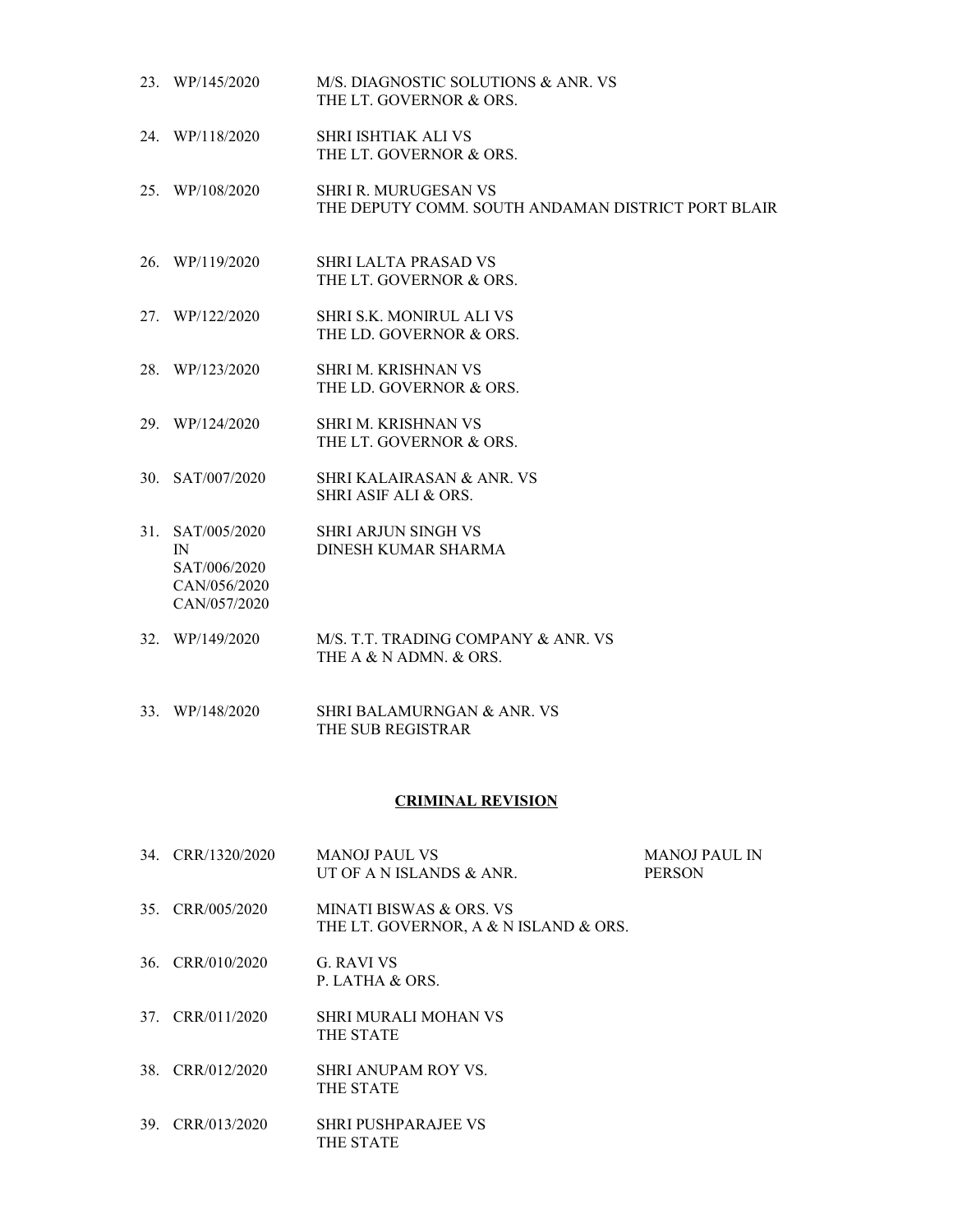23. WP/145/2020 — M/S. DIAGNOSTIC SOLUTIONS & ANR. VS
THE LT. GOVERNOR & ORS.

24. WP/118/2020 — SHRI ISHTIAK ALI VS
THE LT. GOVERNOR & ORS.

25. WP/108/2020 — SHRI R. MURUGESAN VS
THE DEPUTY COMM. SOUTH ANDAMAN DISTRICT PORT BLAIR

26. WP/119/2020 — SHRI LALTA PRASAD VS
THE LT. GOVERNOR & ORS.

27. WP/122/2020 — SHRI S.K. MONIRUL ALI VS
THE LD. GOVERNOR & ORS.

28. WP/123/2020 — SHRI M. KRISHNAN VS
THE LD. GOVERNOR & ORS.

29. WP/124/2020 — SHRI M. KRISHNAN VS
THE LT. GOVERNOR & ORS.

30. SAT/007/2020 — SHRI KALAIRASAN & ANR. VS
SHRI ASIF ALI & ORS.

31. SAT/005/2020 IN SAT/006/2020 CAN/056/2020 CAN/057/2020 — SHRI ARJUN SINGH VS
DINESH KUMAR SHARMA

32. WP/149/2020 — M/S. T.T. TRADING COMPANY & ANR. VS
THE A & N ADMN. & ORS.

33. WP/148/2020 — SHRI BALAMURNGAN & ANR. VS
THE SUB REGISTRAR

## CRIMINAL REVISION

34. CRR/1320/2020 — MANOJ PAUL VS
UT OF A N ISLANDS & ANR. — MANOJ PAUL IN PERSON

35. CRR/005/2020 — MINATI BISWAS & ORS. VS
THE LT. GOVERNOR, A & N ISLAND & ORS.

36. CRR/010/2020 — G. RAVI VS
P. LATHA & ORS.

37. CRR/011/2020 — SHRI MURALI MOHAN VS
THE STATE

38. CRR/012/2020 — SHRI ANUPAM ROY VS.
THE STATE

39. CRR/013/2020 — SHRI PUSHPARAJEE VS
THE STATE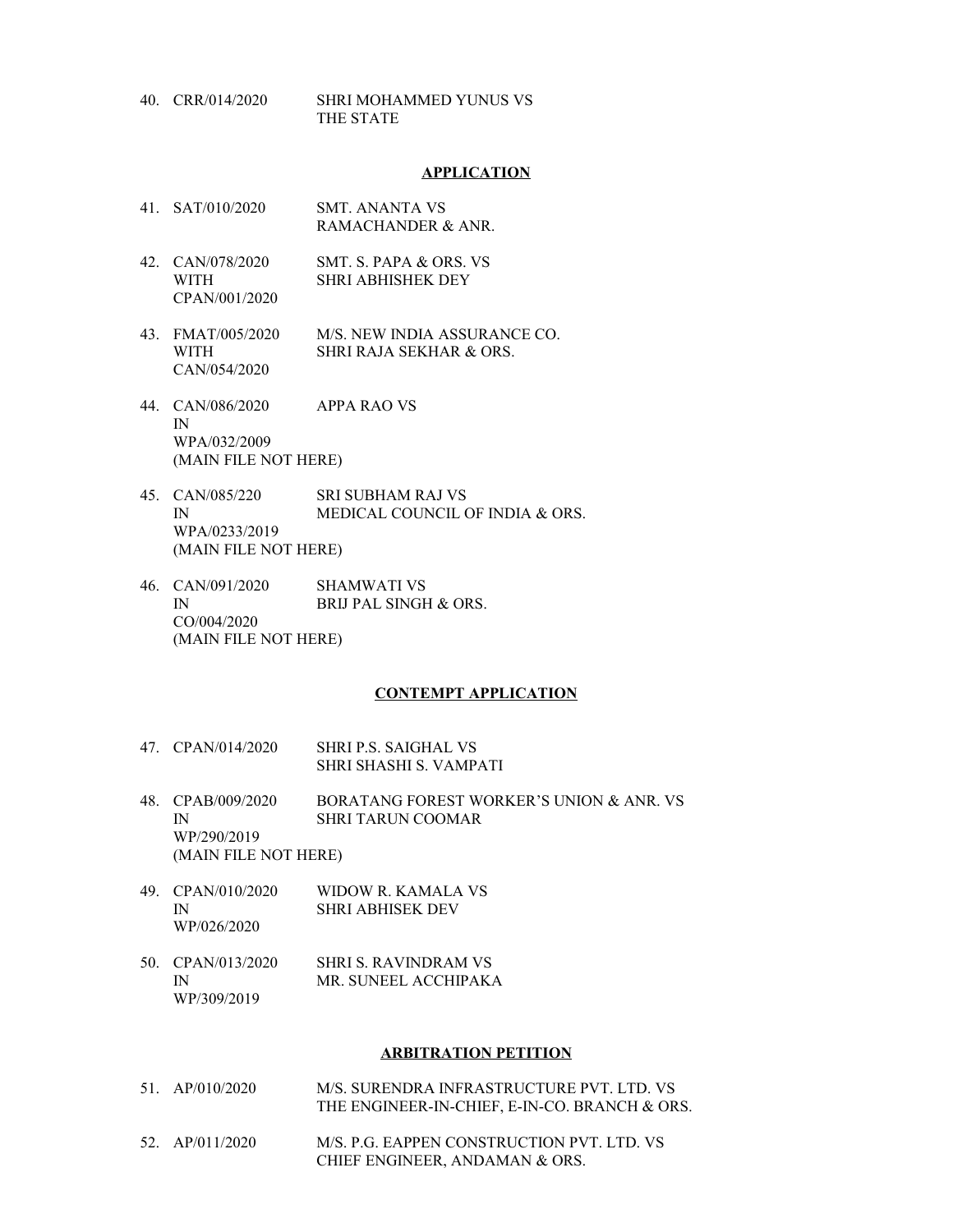| | | |
|---|---|---|
| 40. | CRR/014/2020 | SHRI MOHAMMED YUNUS VS THE STATE |

**APPLICATION**

| | | |
|---|---|---|
| 41. | SAT/010/2020 | SMT. ANANTA VS RAMACHANDER & ANR. |
| 42. | CAN/078/2020 WITH CPAN/001/2020 | SMT. S. PAPA & ORS. VS SHRI ABHISHEK DEY |
| 43. | FMAT/005/2020 WITH CAN/054/2020 | M/S. NEW INDIA ASSURANCE CO. SHRI RAJA SEKHAR & ORS. |
| 44. | CAN/086/2020 IN WPA/032/2009 (MAIN FILE NOT HERE) | APPA RAO VS |
| 45. | CAN/085/220 IN WPA/0233/2019 (MAIN FILE NOT HERE) | SRI SUBHAM RAJ VS MEDICAL COUNCIL OF INDIA & ORS. |
| 46. | CAN/091/2020 IN CO/004/2020 (MAIN FILE NOT HERE) | SHAMWATI VS BRIJ PAL SINGH & ORS. |

**CONTEMPT APPLICATION**

| | | |
|---|---|---|
| 47. | CPAN/014/2020 | SHRI P.S. SAIGHAL VS SHRI SHASHI S. VAMPATI |
| 48. | CPAB/009/2020 IN WP/290/2019 (MAIN FILE NOT HERE) | BORATANG FOREST WORKER'S UNION & ANR. VS SHRI TARUN COOMAR |
| 49. | CPAN/010/2020 IN WP/026/2020 | WIDOW R. KAMALA VS SHRI ABHISEK DEV |
| 50. | CPAN/013/2020 IN WP/309/2019 | SHRI S. RAVINDRAM VS MR. SUNEEL ACCHIPAKA |

**ARBITRATION PETITION**

| | | |
|---|---|---|
| 51. | AP/010/2020 | M/S. SURENDRA INFRASTRUCTURE PVT. LTD. VS THE ENGINEER-IN-CHIEF, E-IN-CO. BRANCH & ORS. |
| 52. | AP/011/2020 | M/S. P.G. EAPPEN CONSTRUCTION PVT. LTD. VS CHIEF ENGINEER, ANDAMAN & ORS. |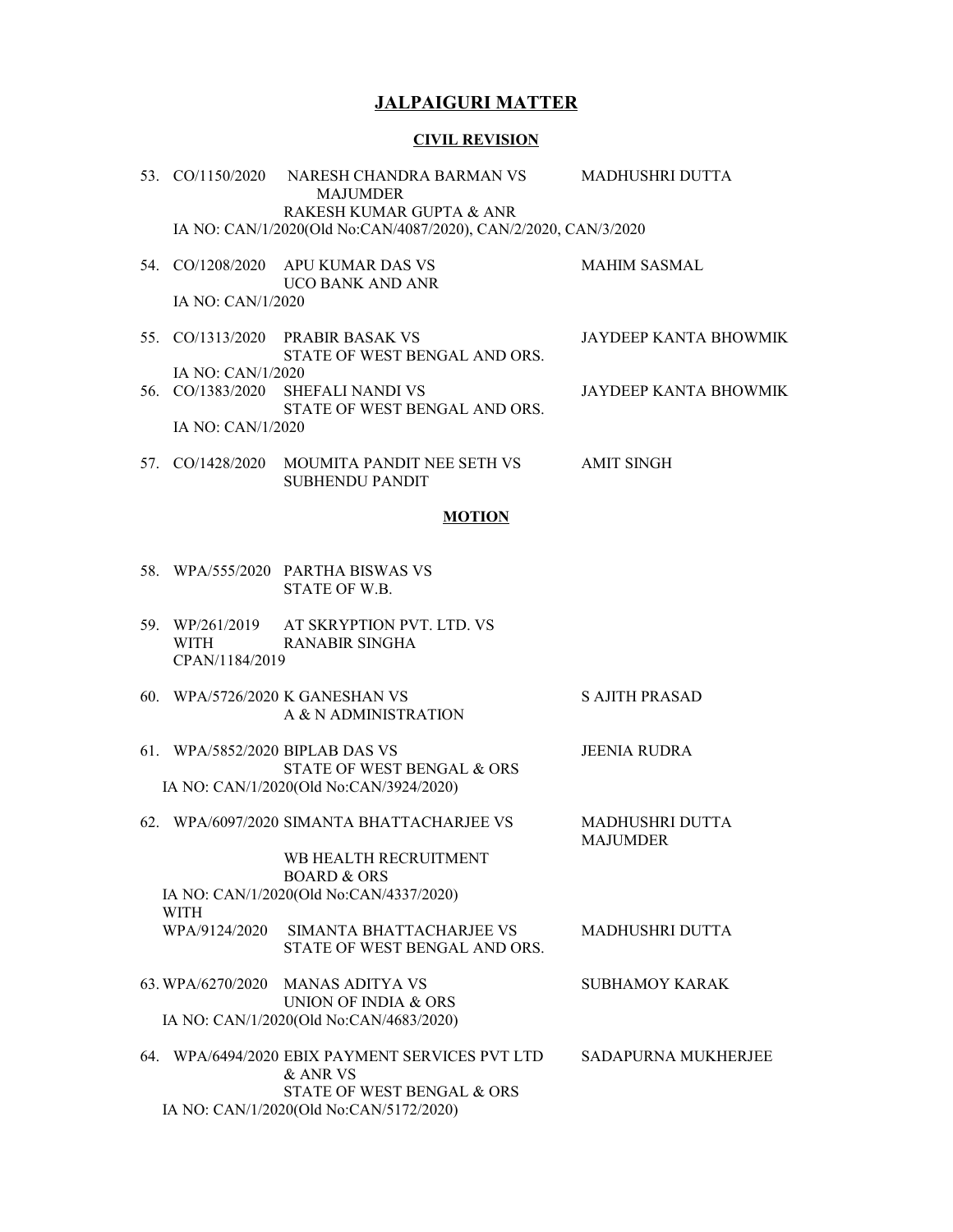## JALPAIGURI MATTER

### CIVIL REVISION

| | | | |
|---|---|---|---|
| 53. | CO/1150/2020 | NARESH CHANDRA BARMAN VS RAKESH KUMAR GUPTA & ANR | MADHUSHRI DUTTA MAJUMDER |
| | IA NO: CAN/1/2020(Old No:CAN/4087/2020), CAN/2/2020, CAN/3/2020 | | |
| 54. | CO/1208/2020 | APU KUMAR DAS VS UCO BANK AND ANR | MAHIM SASMAL |
| | IA NO: CAN/1/2020 | | |
| 55. | CO/1313/2020 | PRABIR BASAK VS STATE OF WEST BENGAL AND ORS. | JAYDEEP KANTA BHOWMIK |
| | IA NO: CAN/1/2020 | | |
| 56. | CO/1383/2020 | SHEFALI NANDI VS STATE OF WEST BENGAL AND ORS. | JAYDEEP KANTA BHOWMIK |
| | IA NO: CAN/1/2020 | | |
| 57. | CO/1428/2020 | MOUMITA PANDIT NEE SETH VS SUBHENDU PANDIT | AMIT SINGH |

### MOTION

| | | | |
|---|---|---|---|
| 58. | WPA/555/2020 | PARTHA BISWAS VS STATE OF W.B. | |
| 59. | WP/261/2019 WITH CPAN/1184/2019 | AT SKRYPTION PVT. LTD. VS RANABIR SINGHA | |
| 60. | WPA/5726/2020 | K GANESHAN VS A & N ADMINISTRATION | S AJITH PRASAD |
| 61. | WPA/5852/2020 | BIPLAB DAS VS STATE OF WEST BENGAL & ORS | JEENIA RUDRA |
| | IA NO: CAN/1/2020(Old No:CAN/3924/2020) | | |
| 62. | WPA/6097/2020 | SIMANTA BHATTACHARJEE VS WB HEALTH RECRUITMENT BOARD & ORS | MADHUSHRI DUTTA MAJUMDER |
| | IA NO: CAN/1/2020(Old No:CAN/4337/2020) WITH | | |
| | WPA/9124/2020 | SIMANTA BHATTACHARJEE VS STATE OF WEST BENGAL AND ORS. | MADHUSHRI DUTTA |
| 63. | WPA/6270/2020 | MANAS ADITYA VS UNION OF INDIA & ORS | SUBHAMOY KARAK |
| | IA NO: CAN/1/2020(Old No:CAN/4683/2020) | | |
| 64. | WPA/6494/2020 | EBIX PAYMENT SERVICES PVT LTD & ANR VS STATE OF WEST BENGAL & ORS | SADAPURNA MUKHERJEE |
| | IA NO: CAN/1/2020(Old No:CAN/5172/2020) | | |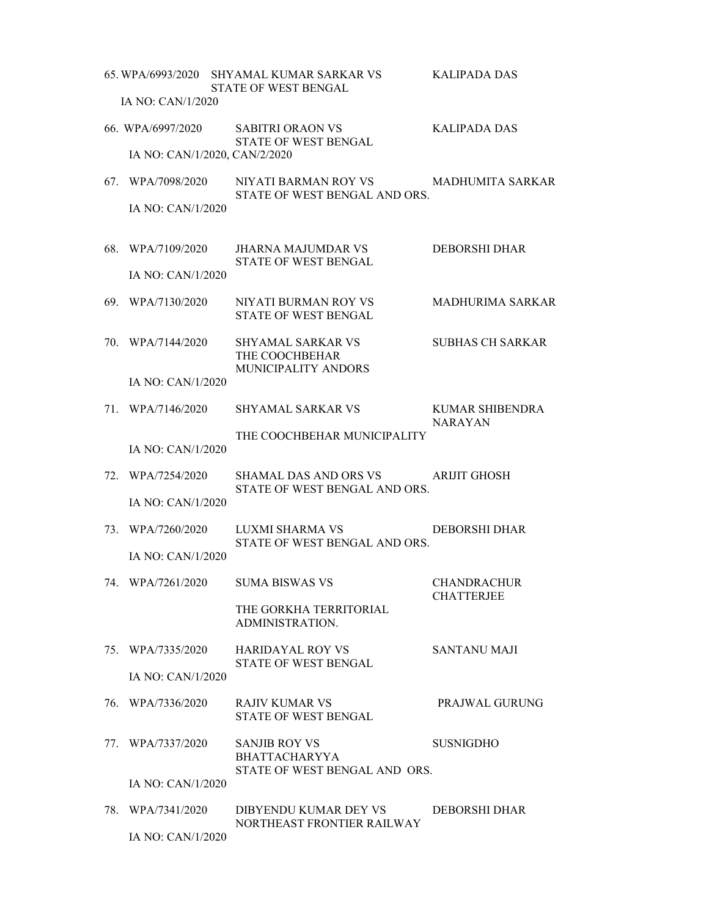65. WPA/6993/2020 SHYAMAL KUMAR SARKAR VS STATE OF WEST BENGAL — KALIPADA DAS
    IA NO: CAN/1/2020

66. WPA/6997/2020 SABITRI ORAON VS STATE OF WEST BENGAL — KALIPADA DAS
    IA NO: CAN/1/2020, CAN/2/2020

67. WPA/7098/2020 NIYATI BARMAN ROY VS STATE OF WEST BENGAL AND ORS. — MADHUMITA SARKAR
    IA NO: CAN/1/2020

68. WPA/7109/2020 JHARNA MAJUMDAR VS STATE OF WEST BENGAL — DEBORSHI DHAR
    IA NO: CAN/1/2020

69. WPA/7130/2020 NIYATI BURMAN ROY VS STATE OF WEST BENGAL — MADHURIMA SARKAR

70. WPA/7144/2020 SHYAMAL SARKAR VS THE COOCHBEHAR MUNICIPALITY ANDORS — SUBHAS CH SARKAR
    IA NO: CAN/1/2020

71. WPA/7146/2020 SHYAMAL SARKAR VS THE COOCHBEHAR MUNICIPALITY — KUMAR SHIBENDRA NARAYAN
    IA NO: CAN/1/2020

72. WPA/7254/2020 SHAMAL DAS AND ORS VS STATE OF WEST BENGAL AND ORS. — ARIJIT GHOSH
    IA NO: CAN/1/2020

73. WPA/7260/2020 LUXMI SHARMA VS STATE OF WEST BENGAL AND ORS. — DEBORSHI DHAR
    IA NO: CAN/1/2020

74. WPA/7261/2020 SUMA BISWAS VS THE GORKHA TERRITORIAL ADMINISTRATION. — CHANDRACHUR CHATTERJEE

75. WPA/7335/2020 HARIDAYAL ROY VS STATE OF WEST BENGAL — SANTANU MAJI
    IA NO: CAN/1/2020

76. WPA/7336/2020 RAJIV KUMAR VS STATE OF WEST BENGAL — PRAJWAL GURUNG

77. WPA/7337/2020 SANJIB ROY VS STATE OF WEST BENGAL AND ORS. — SUSNIGDHO BHATTACHARYYA
    IA NO: CAN/1/2020

78. WPA/7341/2020 DIBYENDU KUMAR DEY VS NORTHEAST FRONTIER RAILWAY — DEBORSHI DHAR
    IA NO: CAN/1/2020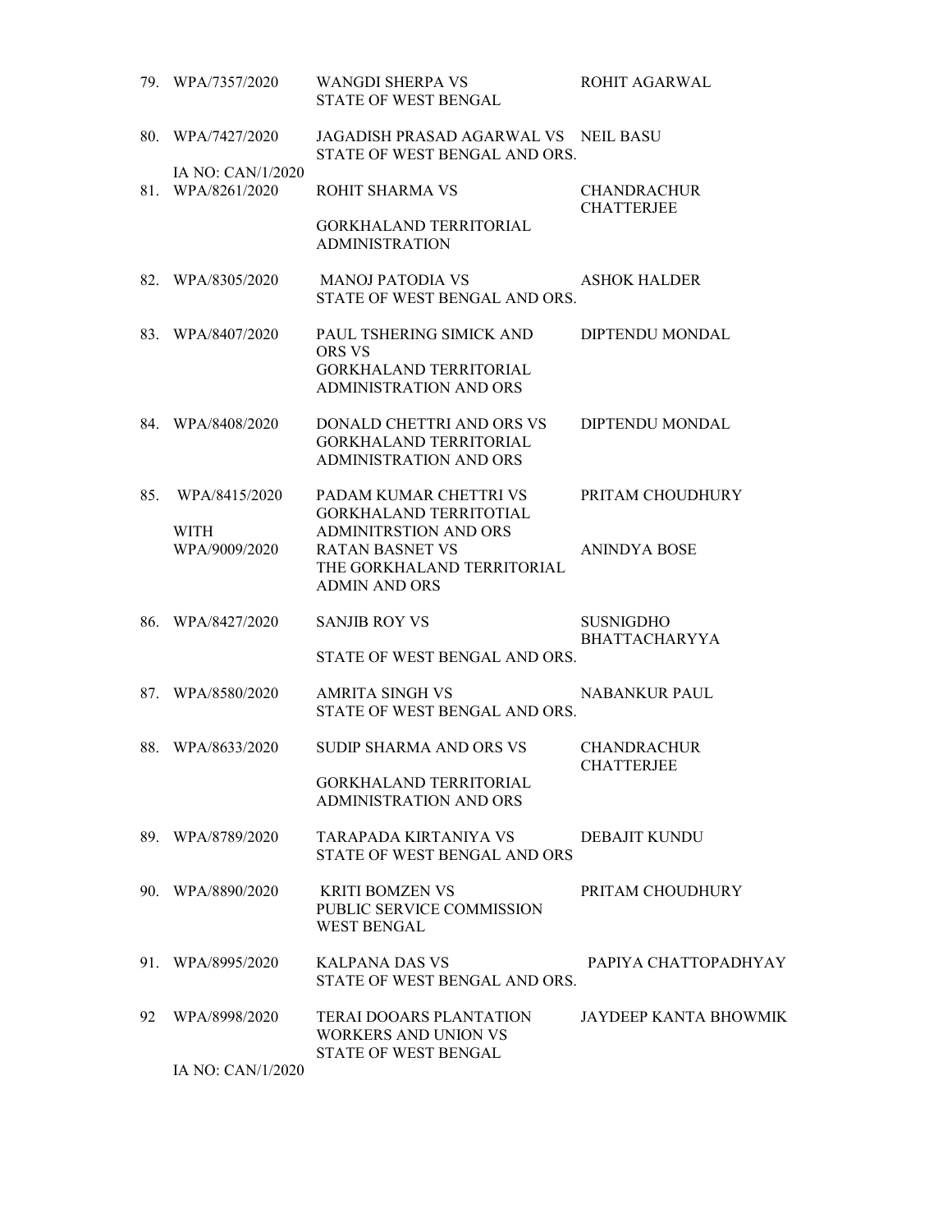| | | | |
|---|---|---|---|
| 79. | WPA/7357/2020 | WANGDI SHERPA VS STATE OF WEST BENGAL | ROHIT AGARWAL |
| 80. | WPA/7427/2020 | JAGADISH PRASAD AGARWAL VS STATE OF WEST BENGAL AND ORS. | NEIL BASU |
| | IA NO: CAN/1/2020 | | |
| 81. | WPA/8261/2020 | ROHIT SHARMA VS GORKHALAND TERRITORIAL ADMINISTRATION | CHANDRACHUR CHATTERJEE |
| 82. | WPA/8305/2020 | MANOJ PATODIA VS STATE OF WEST BENGAL AND ORS. | ASHOK HALDER |
| 83. | WPA/8407/2020 | PAUL TSHERING SIMICK AND ORS VS GORKHALAND TERRITORIAL ADMINISTRATION AND ORS | DIPTENDU MONDAL |
| 84. | WPA/8408/2020 | DONALD CHETTRI AND ORS VS GORKHALAND TERRITORIAL ADMINISTRATION AND ORS | DIPTENDU MONDAL |
| 85. | WPA/8415/2020 | PADAM KUMAR CHETTRI VS GORKHALAND TERRITOTIAL ADMINITRSTION AND ORS | PRITAM CHOUDHURY |
| | WITH WPA/9009/2020 | RATAN BASNET VS THE GORKHALAND TERRITORIAL ADMIN AND ORS | ANINDYA BOSE |
| 86. | WPA/8427/2020 | SANJIB ROY VS STATE OF WEST BENGAL AND ORS. | SUSNIGDHO BHATTACHARYYA |
| 87. | WPA/8580/2020 | AMRITA SINGH VS STATE OF WEST BENGAL AND ORS. | NABANKUR PAUL |
| 88. | WPA/8633/2020 | SUDIP SHARMA AND ORS VS GORKHALAND TERRITORIAL ADMINISTRATION AND ORS | CHANDRACHUR CHATTERJEE |
| 89. | WPA/8789/2020 | TARAPADA KIRTANIYA VS STATE OF WEST BENGAL AND ORS | DEBAJIT KUNDU |
| 90. | WPA/8890/2020 | KRITI BOMZEN VS PUBLIC SERVICE COMMISSION WEST BENGAL | PRITAM CHOUDHURY |
| 91. | WPA/8995/2020 | KALPANA DAS VS STATE OF WEST BENGAL AND ORS. | PAPIYA CHATTOPADHYAY |
| 92 | WPA/8998/2020 | TERAI DOOARS PLANTATION WORKERS AND UNION VS STATE OF WEST BENGAL | JAYDEEP KANTA BHOWMIK |
| | IA NO: CAN/1/2020 | | |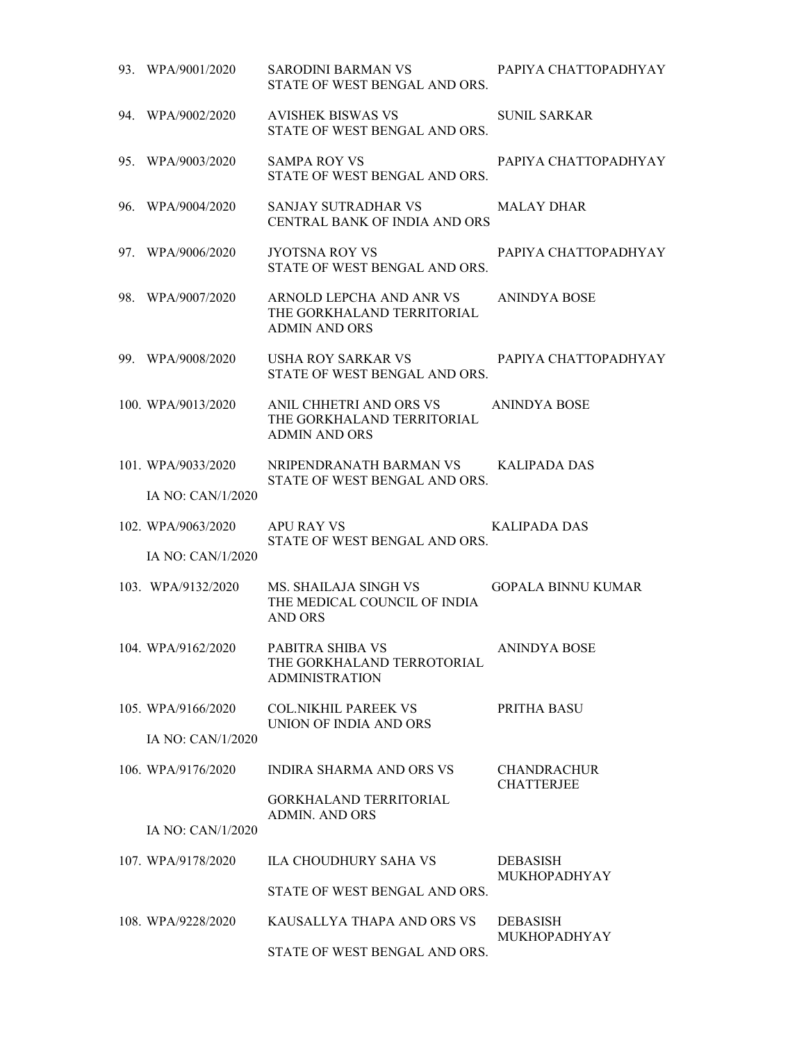| | | | |
|---|---|---|---|
| 93. | WPA/9001/2020 | SARODINI BARMAN VS STATE OF WEST BENGAL AND ORS. | PAPIYA CHATTOPADHYAY |
| 94. | WPA/9002/2020 | AVISHEK BISWAS VS STATE OF WEST BENGAL AND ORS. | SUNIL SARKAR |
| 95. | WPA/9003/2020 | SAMPA ROY VS STATE OF WEST BENGAL AND ORS. | PAPIYA CHATTOPADHYAY |
| 96. | WPA/9004/2020 | SANJAY SUTRADHAR VS CENTRAL BANK OF INDIA AND ORS | MALAY DHAR |
| 97. | WPA/9006/2020 | JYOTSNA ROY VS STATE OF WEST BENGAL AND ORS. | PAPIYA CHATTOPADHYAY |
| 98. | WPA/9007/2020 | ARNOLD LEPCHA AND ANR VS THE GORKHALAND TERRITORIAL ADMIN AND ORS | ANINDYA BOSE |
| 99. | WPA/9008/2020 | USHA ROY SARKAR VS STATE OF WEST BENGAL AND ORS. | PAPIYA CHATTOPADHYAY |
| 100. | WPA/9013/2020 | ANIL CHHETRI AND ORS VS THE GORKHALAND TERRITORIAL ADMIN AND ORS | ANINDYA BOSE |
| 101. | WPA/9033/2020<br>IA NO: CAN/1/2020 | NRIPENDRANATH BARMAN VS STATE OF WEST BENGAL AND ORS. | KALIPADA DAS |
| 102. | WPA/9063/2020<br>IA NO: CAN/1/2020 | APU RAY VS STATE OF WEST BENGAL AND ORS. | KALIPADA DAS |
| 103. | WPA/9132/2020 | MS. SHAILAJA SINGH VS THE MEDICAL COUNCIL OF INDIA AND ORS | GOPALA BINNU KUMAR |
| 104. | WPA/9162/2020 | PABITRA SHIBA VS THE GORKHALAND TERROTORIAL ADMINISTRATION | ANINDYA BOSE |
| 105. | WPA/9166/2020<br>IA NO: CAN/1/2020 | COL.NIKHIL PAREEK VS UNION OF INDIA AND ORS | PRITHA BASU |
| 106. | WPA/9176/2020<br>IA NO: CAN/1/2020 | INDIRA SHARMA AND ORS VS GORKHALAND TERRITORIAL ADMIN. AND ORS | CHANDRACHUR CHATTERJEE |
| 107. | WPA/9178/2020 | ILA CHOUDHURY SAHA VS STATE OF WEST BENGAL AND ORS. | DEBASISH MUKHOPADHYAY |
| 108. | WPA/9228/2020 | KAUSALLYA THAPA AND ORS VS STATE OF WEST BENGAL AND ORS. | DEBASISH MUKHOPADHYAY |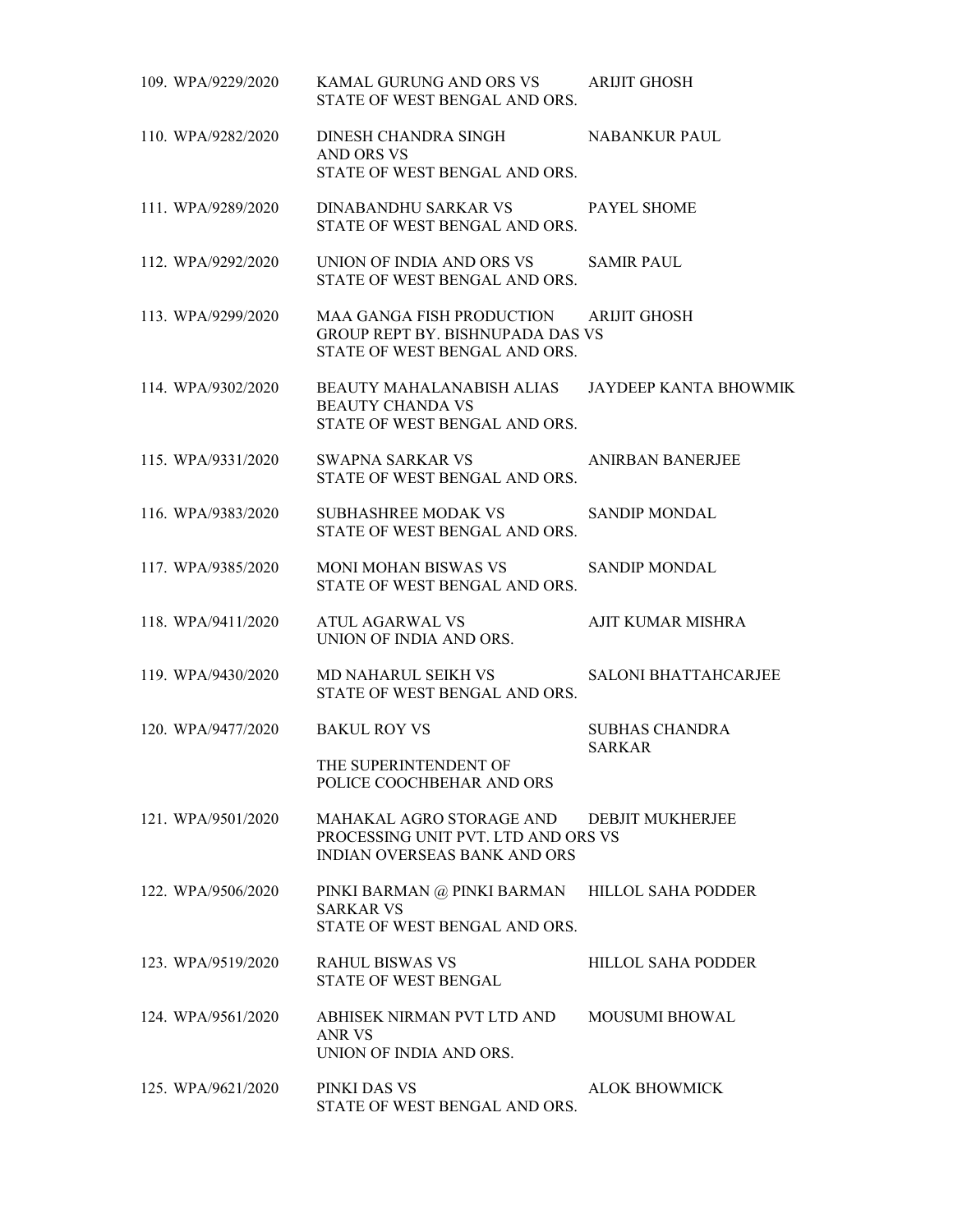| | | |
|---|---|---|
| 109. WPA/9229/2020 | KAMAL GURUNG AND ORS VS STATE OF WEST BENGAL AND ORS. | ARIJIT GHOSH |
| 110. WPA/9282/2020 | DINESH CHANDRA SINGH AND ORS VS STATE OF WEST BENGAL AND ORS. | NABANKUR PAUL |
| 111. WPA/9289/2020 | DINABANDHU SARKAR VS STATE OF WEST BENGAL AND ORS. | PAYEL SHOME |
| 112. WPA/9292/2020 | UNION OF INDIA AND ORS VS STATE OF WEST BENGAL AND ORS. | SAMIR PAUL |
| 113. WPA/9299/2020 | MAA GANGA FISH PRODUCTION GROUP REPT BY. BISHNUPADA DAS VS STATE OF WEST BENGAL AND ORS. | ARIJIT GHOSH |
| 114. WPA/9302/2020 | BEAUTY MAHALANABISH ALIAS BEAUTY CHANDA VS STATE OF WEST BENGAL AND ORS. | JAYDEEP KANTA BHOWMIK |
| 115. WPA/9331/2020 | SWAPNA SARKAR VS STATE OF WEST BENGAL AND ORS. | ANIRBAN BANERJEE |
| 116. WPA/9383/2020 | SUBHASHREE MODAK VS STATE OF WEST BENGAL AND ORS. | SANDIP MONDAL |
| 117. WPA/9385/2020 | MONI MOHAN BISWAS VS STATE OF WEST BENGAL AND ORS. | SANDIP MONDAL |
| 118. WPA/9411/2020 | ATUL AGARWAL VS UNION OF INDIA AND ORS. | AJIT KUMAR MISHRA |
| 119. WPA/9430/2020 | MD NAHARUL SEIKH VS STATE OF WEST BENGAL AND ORS. | SALONI BHATTAHCARJEE |
| 120. WPA/9477/2020 | BAKUL ROY VS THE SUPERINTENDENT OF POLICE COOCHBEHAR AND ORS | SUBHAS CHANDRA SARKAR |
| 121. WPA/9501/2020 | MAHAKAL AGRO STORAGE AND PROCESSING UNIT PVT. LTD AND ORS VS INDIAN OVERSEAS BANK AND ORS | DEBJIT MUKHERJEE |
| 122. WPA/9506/2020 | PINKI BARMAN @ PINKI BARMAN SARKAR VS STATE OF WEST BENGAL AND ORS. | HILLOL SAHA PODDER |
| 123. WPA/9519/2020 | RAHUL BISWAS VS STATE OF WEST BENGAL | HILLOL SAHA PODDER |
| 124. WPA/9561/2020 | ABHISEK NIRMAN PVT LTD AND ANR VS UNION OF INDIA AND ORS. | MOUSUMI BHOWAL |
| 125. WPA/9621/2020 | PINKI DAS VS STATE OF WEST BENGAL AND ORS. | ALOK BHOWMICK |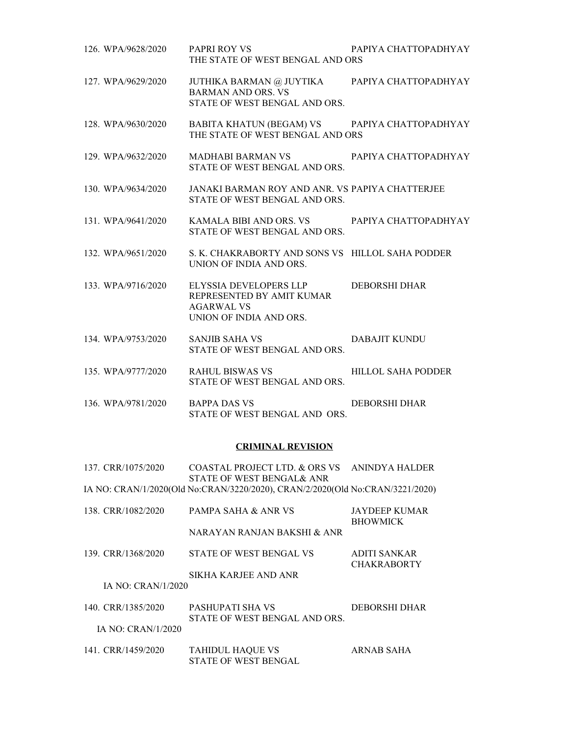126. WPA/9628/2020 PAPRI ROY VS THE STATE OF WEST BENGAL AND ORS PAPIYA CHATTOPADHYAY

127. WPA/9629/2020 JUTHIKA BARMAN @ JUYTIKA BARMAN AND ORS. VS STATE OF WEST BENGAL AND ORS. PAPIYA CHATTOPADHYAY

128. WPA/9630/2020 BABITA KHATUN (BEGAM) VS THE STATE OF WEST BENGAL AND ORS PAPIYA CHATTOPADHYAY

129. WPA/9632/2020 MADHABI BARMAN VS STATE OF WEST BENGAL AND ORS. PAPIYA CHATTOPADHYAY

130. WPA/9634/2020 JANAKI BARMAN ROY AND ANR. VS STATE OF WEST BENGAL AND ORS. PAPIYA CHATTERJEE

131. WPA/9641/2020 KAMALA BIBI AND ORS. VS STATE OF WEST BENGAL AND ORS. PAPIYA CHATTOPADHYAY

132. WPA/9651/2020 S. K. CHAKRABORTY AND SONS VS UNION OF INDIA AND ORS. HILLOL SAHA PODDER

133. WPA/9716/2020 ELYSSIA DEVELOPERS LLP REPRESENTED BY AMIT KUMAR AGARWAL VS UNION OF INDIA AND ORS. DEBORSHI DHAR

134. WPA/9753/2020 SANJIB SAHA VS STATE OF WEST BENGAL AND ORS. DABAJIT KUNDU

135. WPA/9777/2020 RAHUL BISWAS VS STATE OF WEST BENGAL AND ORS. HILLOL SAHA PODDER

136. WPA/9781/2020 BAPPA DAS VS STATE OF WEST BENGAL AND ORS. DEBORSHI DHAR

## CRIMINAL REVISION

137. CRR/1075/2020 COASTAL PROJECT LTD. & ORS VS STATE OF WEST BENGAL& ANR ANINDYA HALDER
IA NO: CRAN/1/2020(Old No:CRAN/3220/2020), CRAN/2/2020(Old No:CRAN/3221/2020)

138. CRR/1082/2020 PAMPA SAHA & ANR VS NARAYAN RANJAN BAKSHI & ANR JAYDEEP KUMAR BHOWMICK

139. CRR/1368/2020 STATE OF WEST BENGAL VS SIKHA KARJEE AND ANR ADITI SANKAR CHAKRABORTY
IA NO: CRAN/1/2020

140. CRR/1385/2020 PASHUPATI SHA VS STATE OF WEST BENGAL AND ORS. DEBORSHI DHAR
IA NO: CRAN/1/2020

141. CRR/1459/2020 TAHIDUL HAQUE VS STATE OF WEST BENGAL ARNAB SAHA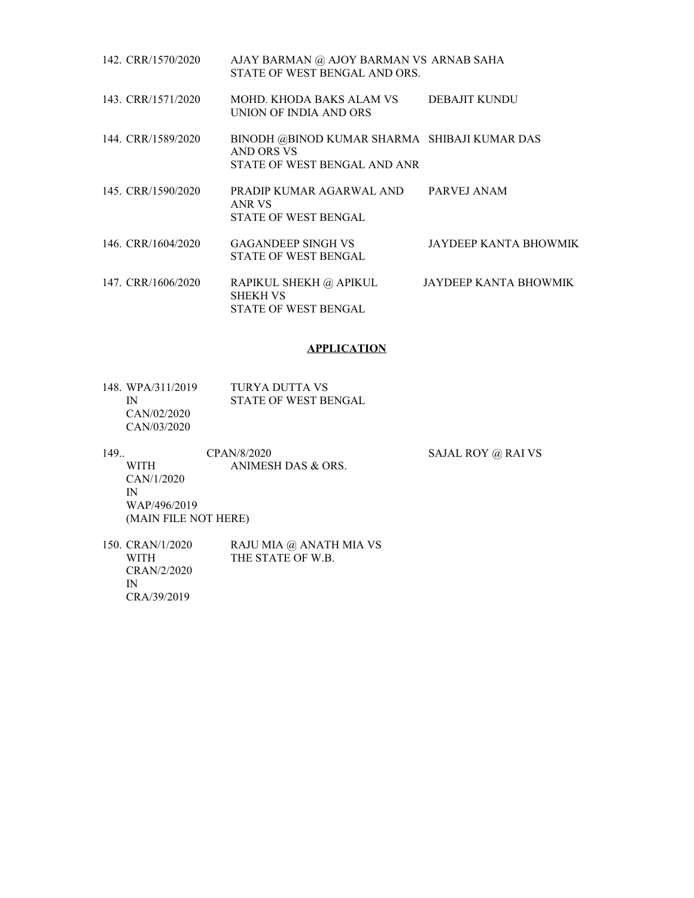| | | | |
|---|---|---|---|
| 142. | CRR/1570/2020 | AJAY BARMAN @ AJOY BARMAN VS STATE OF WEST BENGAL AND ORS. | ARNAB SAHA |
| 143. | CRR/1571/2020 | MOHD. KHODA BAKS ALAM VS UNION OF INDIA AND ORS | DEBAJIT KUNDU |
| 144. | CRR/1589/2020 | BINODH @BINOD KUMAR SHARMA AND ORS VS STATE OF WEST BENGAL AND ANR | SHIBAJI KUMAR DAS |
| 145. | CRR/1590/2020 | PRADIP KUMAR AGARWAL AND ANR VS STATE OF WEST BENGAL | PARVEJ ANAM |
| 146. | CRR/1604/2020 | GAGANDEEP SINGH VS STATE OF WEST BENGAL | JAYDEEP KANTA BHOWMIK |
| 147. | CRR/1606/2020 | RAPIKUL SHEKH @ APIKUL SHEKH VS STATE OF WEST BENGAL | JAYDEEP KANTA BHOWMIK |

**APPLICATION**

| | | | |
|---|---|---|---|
| 148. | WPA/311/2019 IN CAN/02/2020 CAN/03/2020 | TURYA DUTTA VS STATE OF WEST BENGAL | |
| 149.. | CPAN/8/2020 WITH CAN/1/2020 IN WAP/496/2019 (MAIN FILE NOT HERE) | SAJAL ROY @ RAI VS ANIMESH DAS & ORS. | |
| 150. | CRAN/1/2020 WITH CRAN/2/2020 IN CRA/39/2019 | RAJU MIA @ ANATH MIA VS THE STATE OF W.B. | |